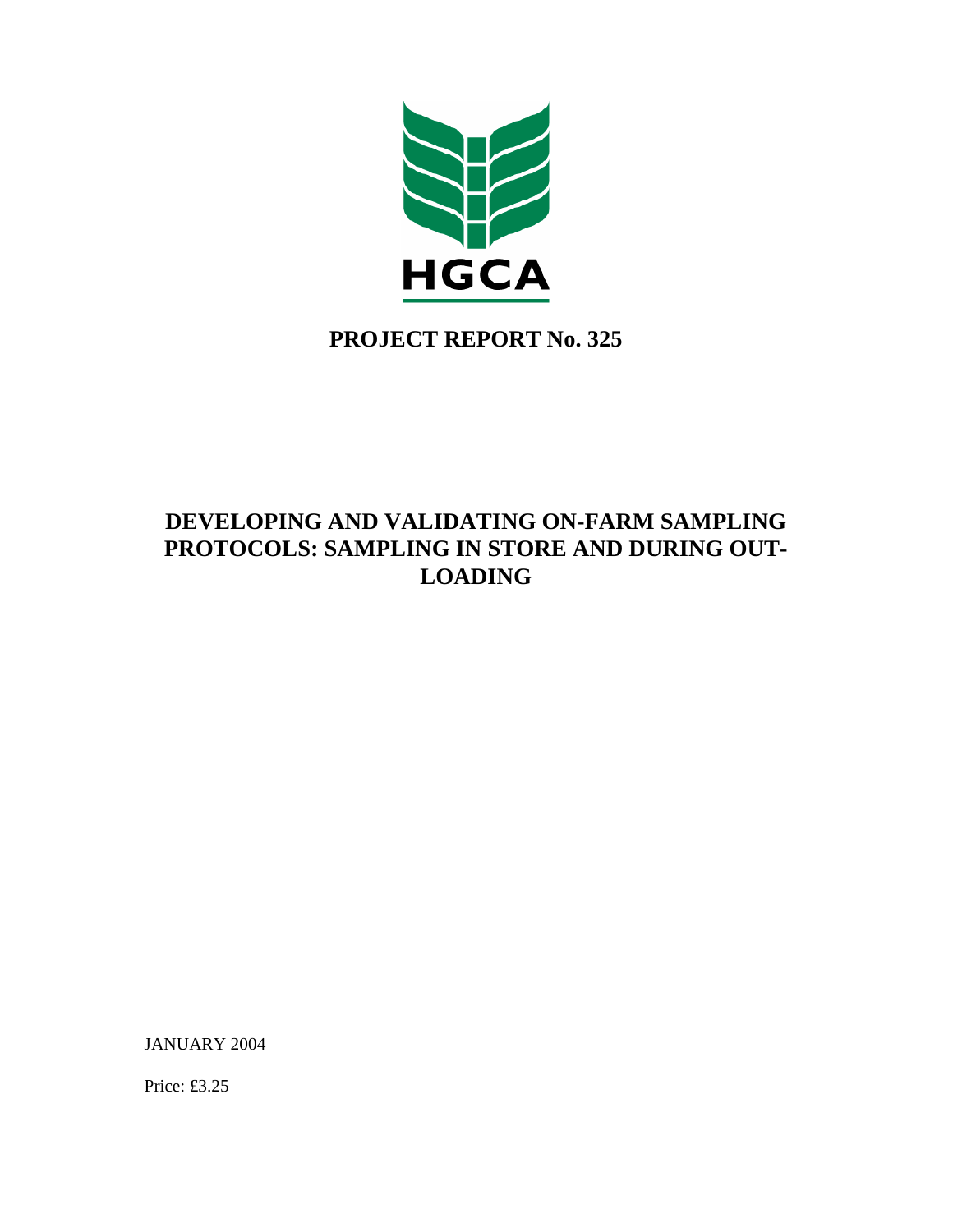HGCA

# PROJECT REPORT No. 325

## DEVELOPING AND VALIDATING ON-FARM SAMPLING PROTOCOLS: SAMPLING IN STORE AND DURING OUT-LOADING

JANUARY 2004

Price: £3.25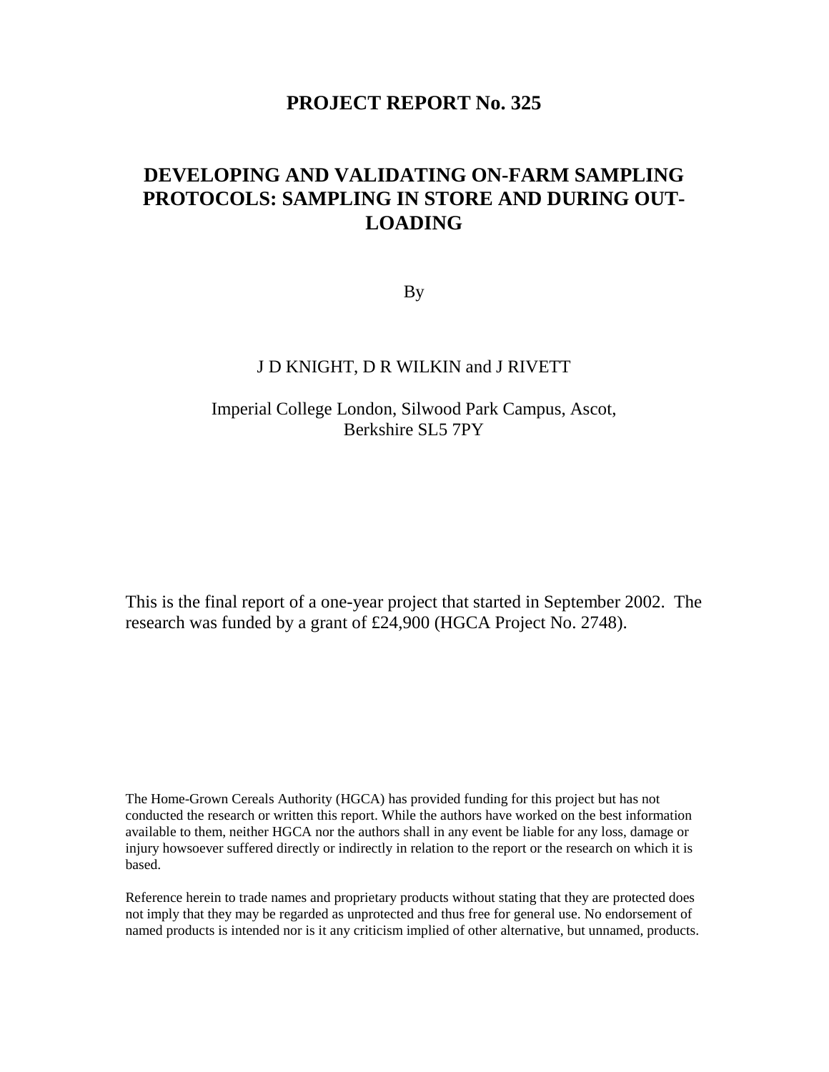# PROJECT REPORT No. 325

# DEVELOPING AND VALIDATING ON-FARM SAMPLING PROTOCOLS: SAMPLING IN STORE AND DURING OUT-LOADING

By

J D KNIGHT, D R WILKIN and J RIVETT

Imperial College London, Silwood Park Campus, Ascot, Berkshire SL5 7PY

This is the final report of a one-year project that started in September 2002. The research was funded by a grant of £24,900 (HGCA Project No. 2748).

The Home-Grown Cereals Authority (HGCA) has provided funding for this project but has not conducted the research or written this report. While the authors have worked on the best information available to them, neither HGCA nor the authors shall in any event be liable for any loss, damage or injury howsoever suffered directly or indirectly in relation to the report or the research on which it is based.

Reference herein to trade names and proprietary products without stating that they are protected does not imply that they may be regarded as unprotected and thus free for general use. No endorsement of named products is intended nor is it any criticism implied of other alternative, but unnamed, products.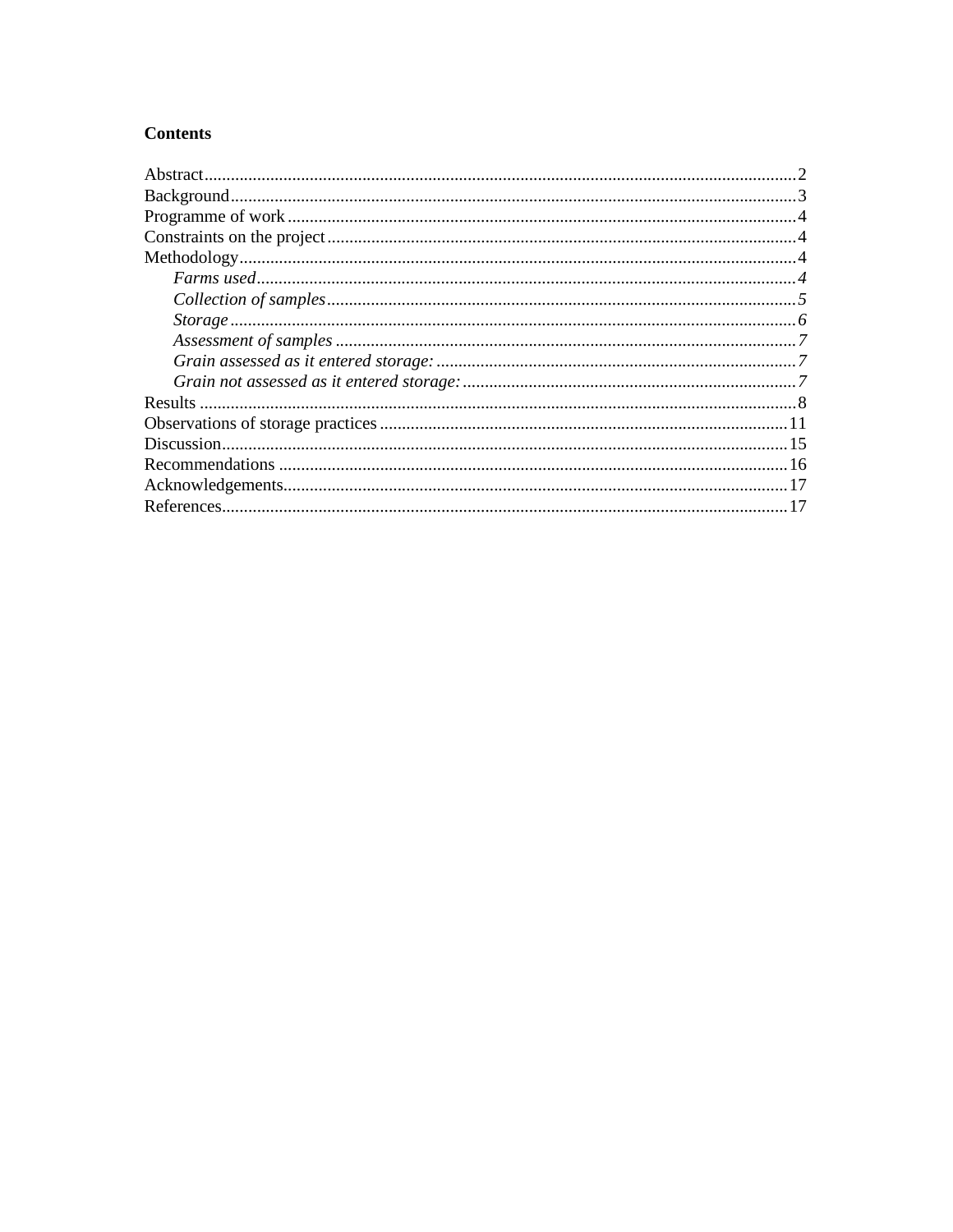**Contents**

Abstract....................................................................................................................2
Background...............................................................................................................3
Programme of work ...................................................................................................4
Constraints on the project...........................................................................................4
Methodology..............................................................................................................4
  *Farms used*..........................................................................................................*4*
  *Collection of samples*...........................................................................................*5*
  *Storage*................................................................................................................*6*
  *Assessment of samples* ........................................................................................*7*
  *Grain assessed as it entered storage:* ..................................................................*7*
  *Grain not assessed as it entered storage:* ............................................................*7*
Results .......................................................................................................................8
Observations of storage practices ............................................................................11
Discussion.................................................................................................................15
Recommendations ....................................................................................................16
Acknowledgements..................................................................................................17
References................................................................................................................17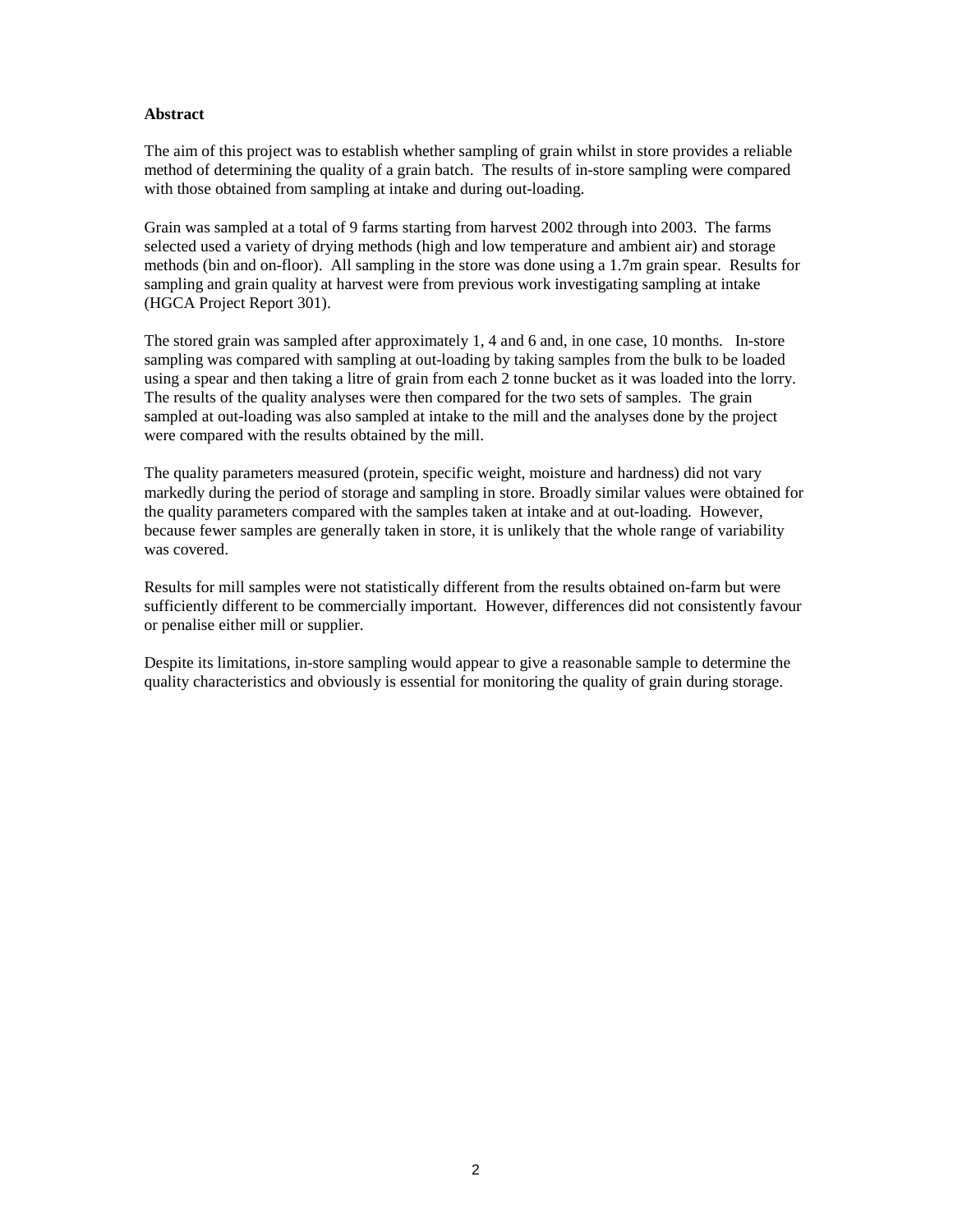**Abstract**

The aim of this project was to establish whether sampling of grain whilst in store provides a reliable method of determining the quality of a grain batch. The results of in-store sampling were compared with those obtained from sampling at intake and during out-loading.

Grain was sampled at a total of 9 farms starting from harvest 2002 through into 2003. The farms selected used a variety of drying methods (high and low temperature and ambient air) and storage methods (bin and on-floor). All sampling in the store was done using a 1.7m grain spear. Results for sampling and grain quality at harvest were from previous work investigating sampling at intake (HGCA Project Report 301).

The stored grain was sampled after approximately 1, 4 and 6 and, in one case, 10 months. In-store sampling was compared with sampling at out-loading by taking samples from the bulk to be loaded using a spear and then taking a litre of grain from each 2 tonne bucket as it was loaded into the lorry. The results of the quality analyses were then compared for the two sets of samples. The grain sampled at out-loading was also sampled at intake to the mill and the analyses done by the project were compared with the results obtained by the mill.

The quality parameters measured (protein, specific weight, moisture and hardness) did not vary markedly during the period of storage and sampling in store. Broadly similar values were obtained for the quality parameters compared with the samples taken at intake and at out-loading. However, because fewer samples are generally taken in store, it is unlikely that the whole range of variability was covered.

Results for mill samples were not statistically different from the results obtained on-farm but were sufficiently different to be commercially important. However, differences did not consistently favour or penalise either mill or supplier.

Despite its limitations, in-store sampling would appear to give a reasonable sample to determine the quality characteristics and obviously is essential for monitoring the quality of grain during storage.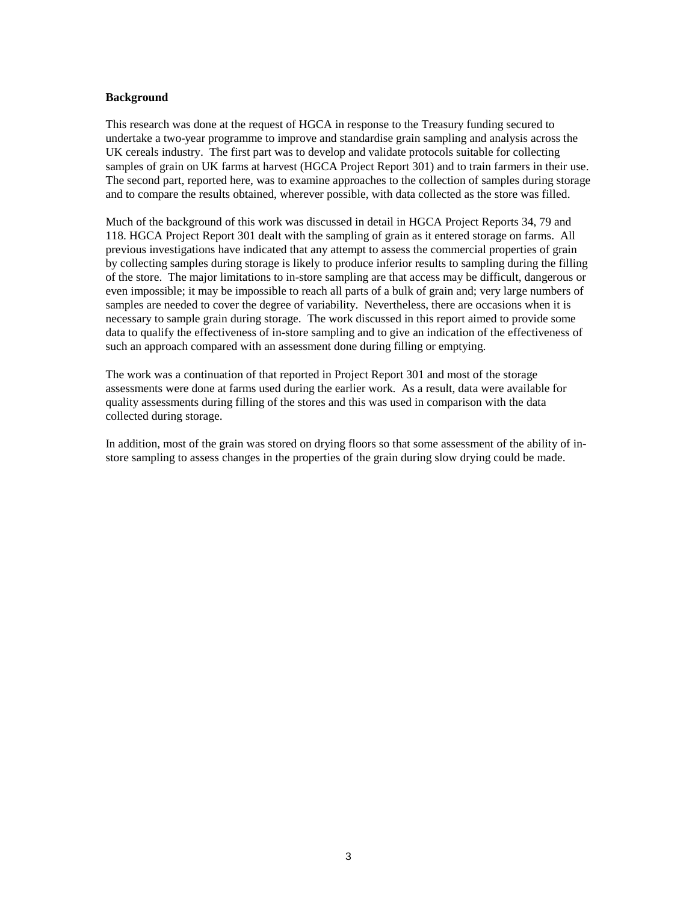**Background**

This research was done at the request of HGCA in response to the Treasury funding secured to undertake a two-year programme to improve and standardise grain sampling and analysis across the UK cereals industry. The first part was to develop and validate protocols suitable for collecting samples of grain on UK farms at harvest (HGCA Project Report 301) and to train farmers in their use. The second part, reported here, was to examine approaches to the collection of samples during storage and to compare the results obtained, wherever possible, with data collected as the store was filled.

Much of the background of this work was discussed in detail in HGCA Project Reports 34, 79 and 118. HGCA Project Report 301 dealt with the sampling of grain as it entered storage on farms. All previous investigations have indicated that any attempt to assess the commercial properties of grain by collecting samples during storage is likely to produce inferior results to sampling during the filling of the store. The major limitations to in-store sampling are that access may be difficult, dangerous or even impossible; it may be impossible to reach all parts of a bulk of grain and; very large numbers of samples are needed to cover the degree of variability. Nevertheless, there are occasions when it is necessary to sample grain during storage. The work discussed in this report aimed to provide some data to qualify the effectiveness of in-store sampling and to give an indication of the effectiveness of such an approach compared with an assessment done during filling or emptying.

The work was a continuation of that reported in Project Report 301 and most of the storage assessments were done at farms used during the earlier work. As a result, data were available for quality assessments during filling of the stores and this was used in comparison with the data collected during storage.

In addition, most of the grain was stored on drying floors so that some assessment of the ability of in-store sampling to assess changes in the properties of the grain during slow drying could be made.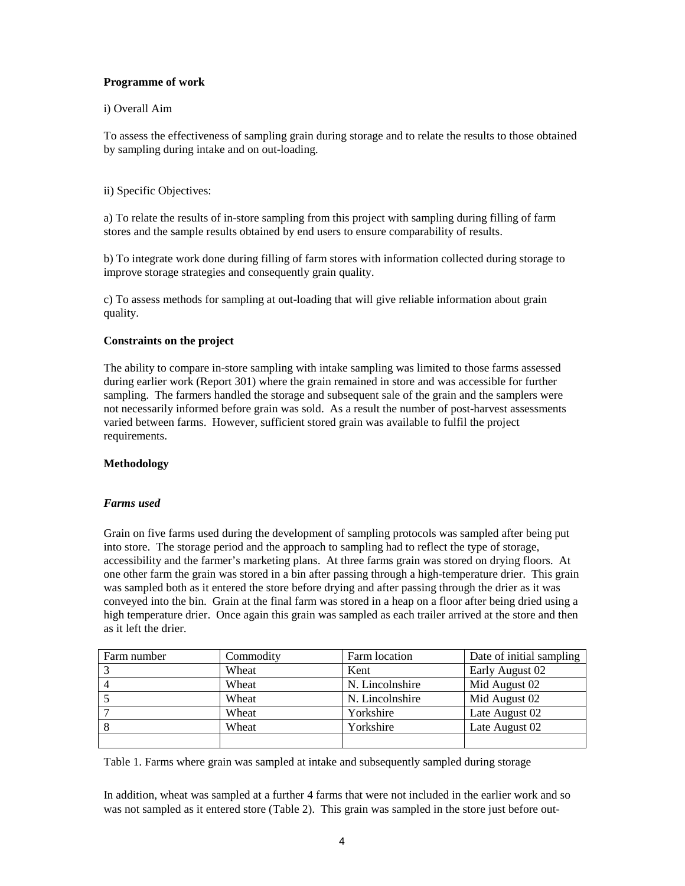**Programme of work**

i) Overall Aim

To assess the effectiveness of sampling grain during storage and to relate the results to those obtained by sampling during intake and on out-loading.

ii) Specific Objectives:

a) To relate the results of in-store sampling from this project with sampling during filling of farm stores and the sample results obtained by end users to ensure comparability of results.

b) To integrate work done during filling of farm stores with information collected during storage to improve storage strategies and consequently grain quality.

c) To assess methods for sampling at out-loading that will give reliable information about grain quality.

**Constraints on the project**

The ability to compare in-store sampling with intake sampling was limited to those farms assessed during earlier work (Report 301) where the grain remained in store and was accessible for further sampling. The farmers handled the storage and subsequent sale of the grain and the samplers were not necessarily informed before grain was sold. As a result the number of post-harvest assessments varied between farms. However, sufficient stored grain was available to fulfil the project requirements.

**Methodology**

***Farms used***

Grain on five farms used during the development of sampling protocols was sampled after being put into store. The storage period and the approach to sampling had to reflect the type of storage, accessibility and the farmer's marketing plans. At three farms grain was stored on drying floors. At one other farm the grain was stored in a bin after passing through a high-temperature drier. This grain was sampled both as it entered the store before drying and after passing through the drier as it was conveyed into the bin. Grain at the final farm was stored in a heap on a floor after being dried using a high temperature drier. Once again this grain was sampled as each trailer arrived at the store and then as it left the drier.

| Farm number | Commodity | Farm location | Date of initial sampling |
|---|---|---|---|
| 3 | Wheat | Kent | Early August 02 |
| 4 | Wheat | N. Lincolnshire | Mid August 02 |
| 5 | Wheat | N. Lincolnshire | Mid August 02 |
| 7 | Wheat | Yorkshire | Late August 02 |
| 8 | Wheat | Yorkshire | Late August 02 |
| | | | |

Table 1. Farms where grain was sampled at intake and subsequently sampled during storage

In addition, wheat was sampled at a further 4 farms that were not included in the earlier work and so was not sampled as it entered store (Table 2). This grain was sampled in the store just before out-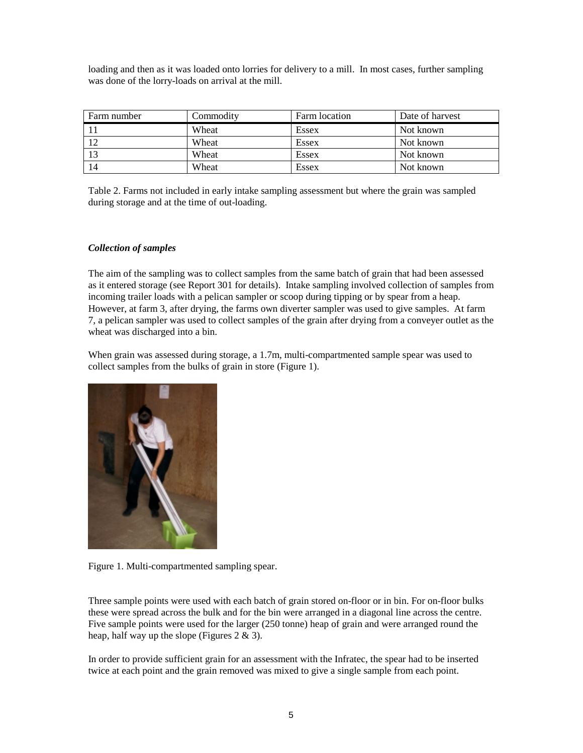loading and then as it was loaded onto lorries for delivery to a mill. In most cases, further sampling was done of the lorry-loads on arrival at the mill.

| Farm number | Commodity | Farm location | Date of harvest |
|---|---|---|---|
| 11 | Wheat | Essex | Not known |
| 12 | Wheat | Essex | Not known |
| 13 | Wheat | Essex | Not known |
| 14 | Wheat | Essex | Not known |

Table 2. Farms not included in early intake sampling assessment but where the grain was sampled during storage and at the time of out-loading.

### *Collection of samples*

The aim of the sampling was to collect samples from the same batch of grain that had been assessed as it entered storage (see Report 301 for details). Intake sampling involved collection of samples from incoming trailer loads with a pelican sampler or scoop during tipping or by spear from a heap. However, at farm 3, after drying, the farms own diverter sampler was used to give samples. At farm 7, a pelican sampler was used to collect samples of the grain after drying from a conveyer outlet as the wheat was discharged into a bin.

When grain was assessed during storage, a 1.7m, multi-compartmented sample spear was used to collect samples from the bulks of grain in store (Figure 1).

Figure 1. Multi-compartmented sampling spear.

Three sample points were used with each batch of grain stored on-floor or in bin. For on-floor bulks these were spread across the bulk and for the bin were arranged in a diagonal line across the centre. Five sample points were used for the larger (250 tonne) heap of grain and were arranged round the heap, half way up the slope (Figures 2 & 3).

In order to provide sufficient grain for an assessment with the Infratec, the spear had to be inserted twice at each point and the grain removed was mixed to give a single sample from each point.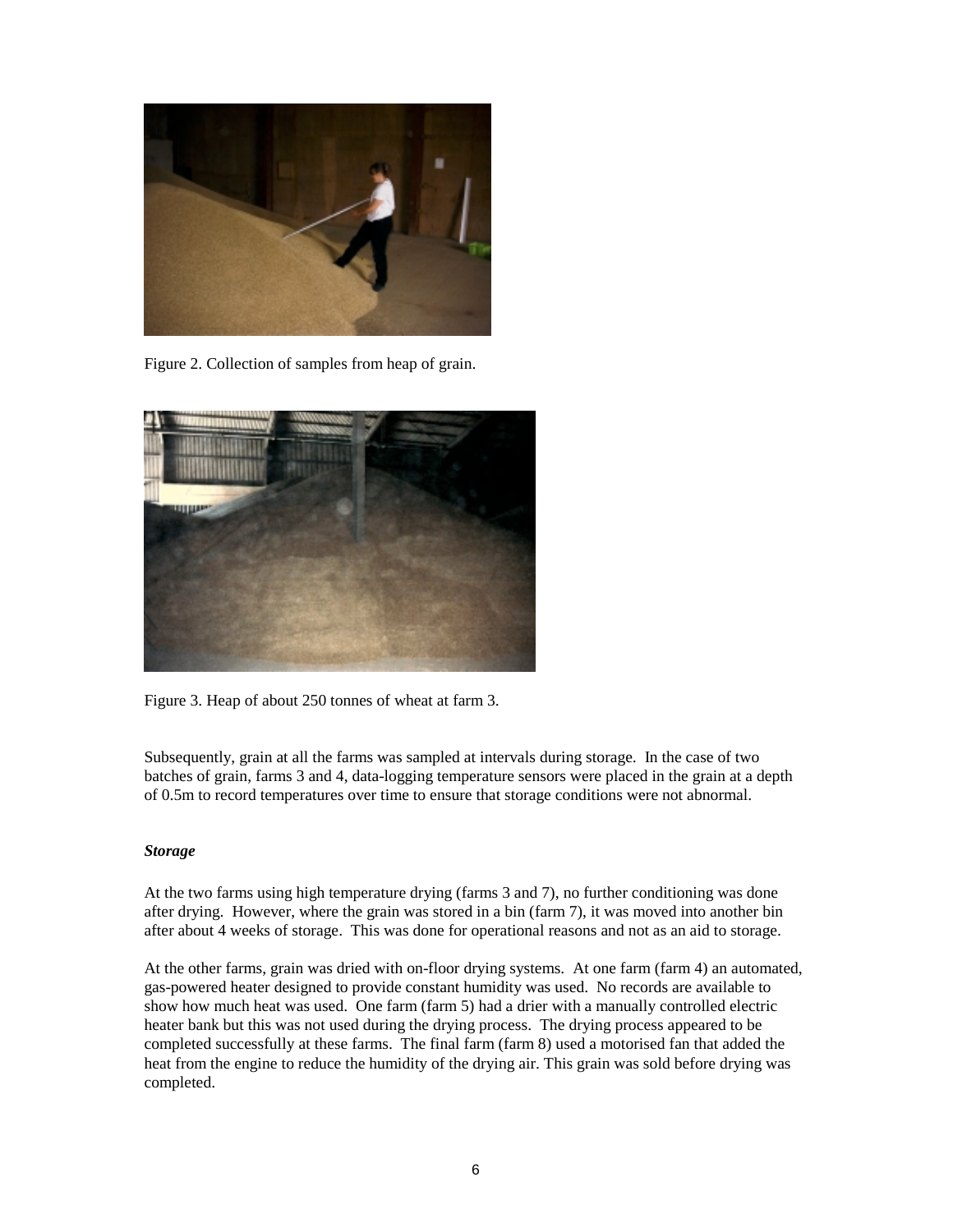Figure 2. Collection of samples from heap of grain.

Figure 3. Heap of about 250 tonnes of wheat at farm 3.

Subsequently, grain at all the farms was sampled at intervals during storage. In the case of two batches of grain, farms 3 and 4, data-logging temperature sensors were placed in the grain at a depth of 0.5m to record temperatures over time to ensure that storage conditions were not abnormal.

***Storage***

At the two farms using high temperature drying (farms 3 and 7), no further conditioning was done after drying. However, where the grain was stored in a bin (farm 7), it was moved into another bin after about 4 weeks of storage. This was done for operational reasons and not as an aid to storage.

At the other farms, grain was dried with on-floor drying systems. At one farm (farm 4) an automated, gas-powered heater designed to provide constant humidity was used. No records are available to show how much heat was used. One farm (farm 5) had a drier with a manually controlled electric heater bank but this was not used during the drying process. The drying process appeared to be completed successfully at these farms. The final farm (farm 8) used a motorised fan that added the heat from the engine to reduce the humidity of the drying air. This grain was sold before drying was completed.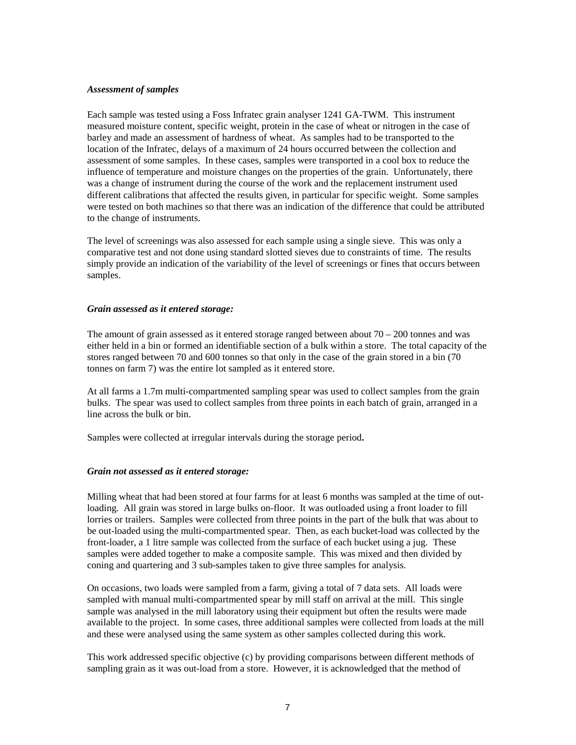### *Assessment of samples*

Each sample was tested using a Foss Infratec grain analyser 1241 GA-TWM. This instrument measured moisture content, specific weight, protein in the case of wheat or nitrogen in the case of barley and made an assessment of hardness of wheat. As samples had to be transported to the location of the Infratec, delays of a maximum of 24 hours occurred between the collection and assessment of some samples. In these cases, samples were transported in a cool box to reduce the influence of temperature and moisture changes on the properties of the grain. Unfortunately, there was a change of instrument during the course of the work and the replacement instrument used different calibrations that affected the results given, in particular for specific weight. Some samples were tested on both machines so that there was an indication of the difference that could be attributed to the change of instruments.

The level of screenings was also assessed for each sample using a single sieve. This was only a comparative test and not done using standard slotted sieves due to constraints of time. The results simply provide an indication of the variability of the level of screenings or fines that occurs between samples.

### *Grain assessed as it entered storage:*

The amount of grain assessed as it entered storage ranged between about 70 – 200 tonnes and was either held in a bin or formed an identifiable section of a bulk within a store. The total capacity of the stores ranged between 70 and 600 tonnes so that only in the case of the grain stored in a bin (70 tonnes on farm 7) was the entire lot sampled as it entered store.

At all farms a 1.7m multi-compartmented sampling spear was used to collect samples from the grain bulks. The spear was used to collect samples from three points in each batch of grain, arranged in a line across the bulk or bin.

Samples were collected at irregular intervals during the storage period**.**

### *Grain not assessed as it entered storage:*

Milling wheat that had been stored at four farms for at least 6 months was sampled at the time of out-loading. All grain was stored in large bulks on-floor. It was outloaded using a front loader to fill lorries or trailers. Samples were collected from three points in the part of the bulk that was about to be out-loaded using the multi-compartmented spear. Then, as each bucket-load was collected by the front-loader, a 1 litre sample was collected from the surface of each bucket using a jug. These samples were added together to make a composite sample. This was mixed and then divided by coning and quartering and 3 sub-samples taken to give three samples for analysis.

On occasions, two loads were sampled from a farm, giving a total of 7 data sets. All loads were sampled with manual multi-compartmented spear by mill staff on arrival at the mill. This single sample was analysed in the mill laboratory using their equipment but often the results were made available to the project. In some cases, three additional samples were collected from loads at the mill and these were analysed using the same system as other samples collected during this work.

This work addressed specific objective (c) by providing comparisons between different methods of sampling grain as it was out-load from a store. However, it is acknowledged that the method of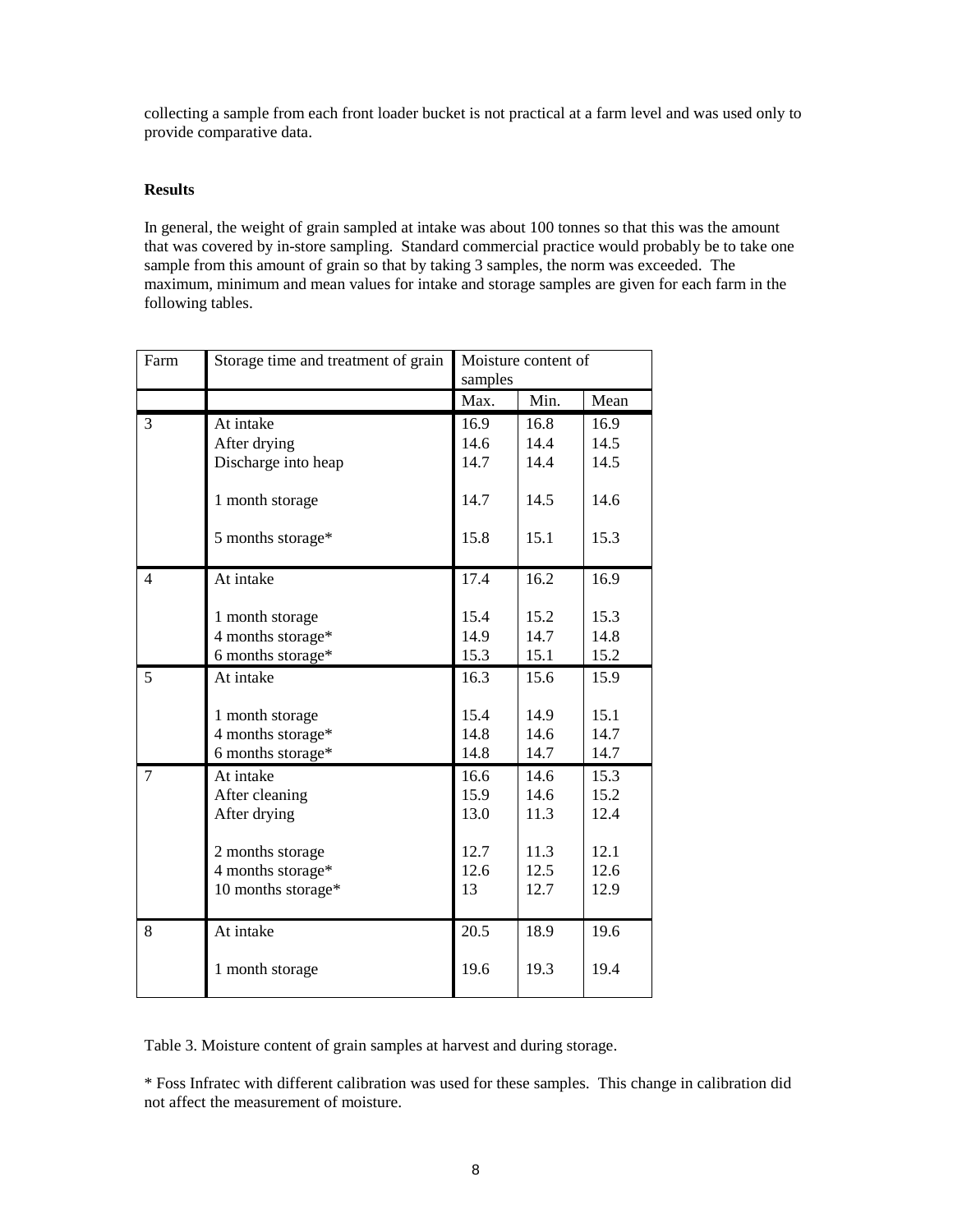collecting a sample from each front loader bucket is not practical at a farm level and was used only to provide comparative data.

**Results**

In general, the weight of grain sampled at intake was about 100 tonnes so that this was the amount that was covered by in-store sampling. Standard commercial practice would probably be to take one sample from this amount of grain so that by taking 3 samples, the norm was exceeded. The maximum, minimum and mean values for intake and storage samples are given for each farm in the following tables.

| Farm | Storage time and treatment of grain | Moisture content of samples | | |
|---|---|---|---|---|
| | | Max. | Min. | Mean |
| 3 | At intake | 16.9 | 16.8 | 16.9 |
| | After drying | 14.6 | 14.4 | 14.5 |
| | Discharge into heap | 14.7 | 14.4 | 14.5 |
| | 1 month storage | 14.7 | 14.5 | 14.6 |
| | 5 months storage* | 15.8 | 15.1 | 15.3 |
| 4 | At intake | 17.4 | 16.2 | 16.9 |
| | 1 month storage | 15.4 | 15.2 | 15.3 |
| | 4 months storage* | 14.9 | 14.7 | 14.8 |
| | 6 months storage* | 15.3 | 15.1 | 15.2 |
| 5 | At intake | 16.3 | 15.6 | 15.9 |
| | 1 month storage | 15.4 | 14.9 | 15.1 |
| | 4 months storage* | 14.8 | 14.6 | 14.7 |
| | 6 months storage* | 14.8 | 14.7 | 14.7 |
| 7 | At intake | 16.6 | 14.6 | 15.3 |
| | After cleaning | 15.9 | 14.6 | 15.2 |
| | After drying | 13.0 | 11.3 | 12.4 |
| | 2 months storage | 12.7 | 11.3 | 12.1 |
| | 4 months storage* | 12.6 | 12.5 | 12.6 |
| | 10 months storage* | 13 | 12.7 | 12.9 |
| 8 | At intake | 20.5 | 18.9 | 19.6 |
| | 1 month storage | 19.6 | 19.3 | 19.4 |

Table 3. Moisture content of grain samples at harvest and during storage.

\* Foss Infratec with different calibration was used for these samples. This change in calibration did not affect the measurement of moisture.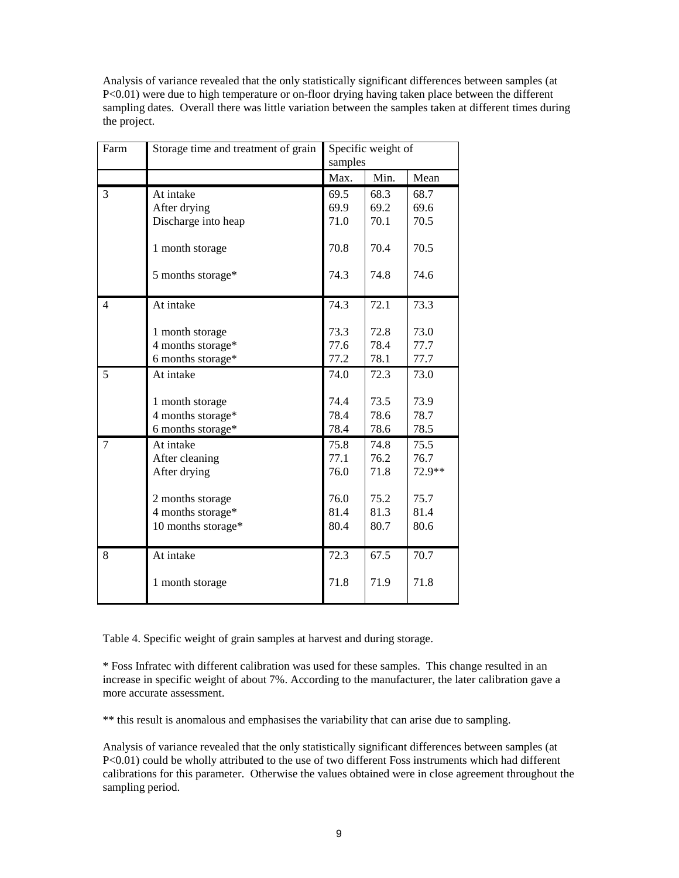Analysis of variance revealed that the only statistically significant differences between samples (at P<0.01) were due to high temperature or on-floor drying having taken place between the different sampling dates. Overall there was little variation between the samples taken at different times during the project.

| Farm | Storage time and treatment of grain | Specific weight of samples | | |
|---|---|---|---|---|
| | | Max. | Min. | Mean |
| 3 | At intake | 69.5 | 68.3 | 68.7 |
| | After drying | 69.9 | 69.2 | 69.6 |
| | Discharge into heap | 71.0 | 70.1 | 70.5 |
| | 1 month storage | 70.8 | 70.4 | 70.5 |
| | 5 months storage* | 74.3 | 74.8 | 74.6 |
| 4 | At intake | 74.3 | 72.1 | 73.3 |
| | 1 month storage | 73.3 | 72.8 | 73.0 |
| | 4 months storage* | 77.6 | 78.4 | 77.7 |
| | 6 months storage* | 77.2 | 78.1 | 77.7 |
| 5 | At intake | 74.0 | 72.3 | 73.0 |
| | 1 month storage | 74.4 | 73.5 | 73.9 |
| | 4 months storage* | 78.4 | 78.6 | 78.7 |
| | 6 months storage* | 78.4 | 78.6 | 78.5 |
| 7 | At intake | 75.8 | 74.8 | 75.5 |
| | After cleaning | 77.1 | 76.2 | 76.7 |
| | After drying | 76.0 | 71.8 | 72.9** |
| | 2 months storage | 76.0 | 75.2 | 75.7 |
| | 4 months storage* | 81.4 | 81.3 | 81.4 |
| | 10 months storage* | 80.4 | 80.7 | 80.6 |
| 8 | At intake | 72.3 | 67.5 | 70.7 |
| | 1 month storage | 71.8 | 71.9 | 71.8 |

Table 4. Specific weight of grain samples at harvest and during storage.

* Foss Infratec with different calibration was used for these samples. This change resulted in an increase in specific weight of about 7%. According to the manufacturer, the later calibration gave a more accurate assessment.

** this result is anomalous and emphasises the variability that can arise due to sampling.

Analysis of variance revealed that the only statistically significant differences between samples (at P<0.01) could be wholly attributed to the use of two different Foss instruments which had different calibrations for this parameter. Otherwise the values obtained were in close agreement throughout the sampling period.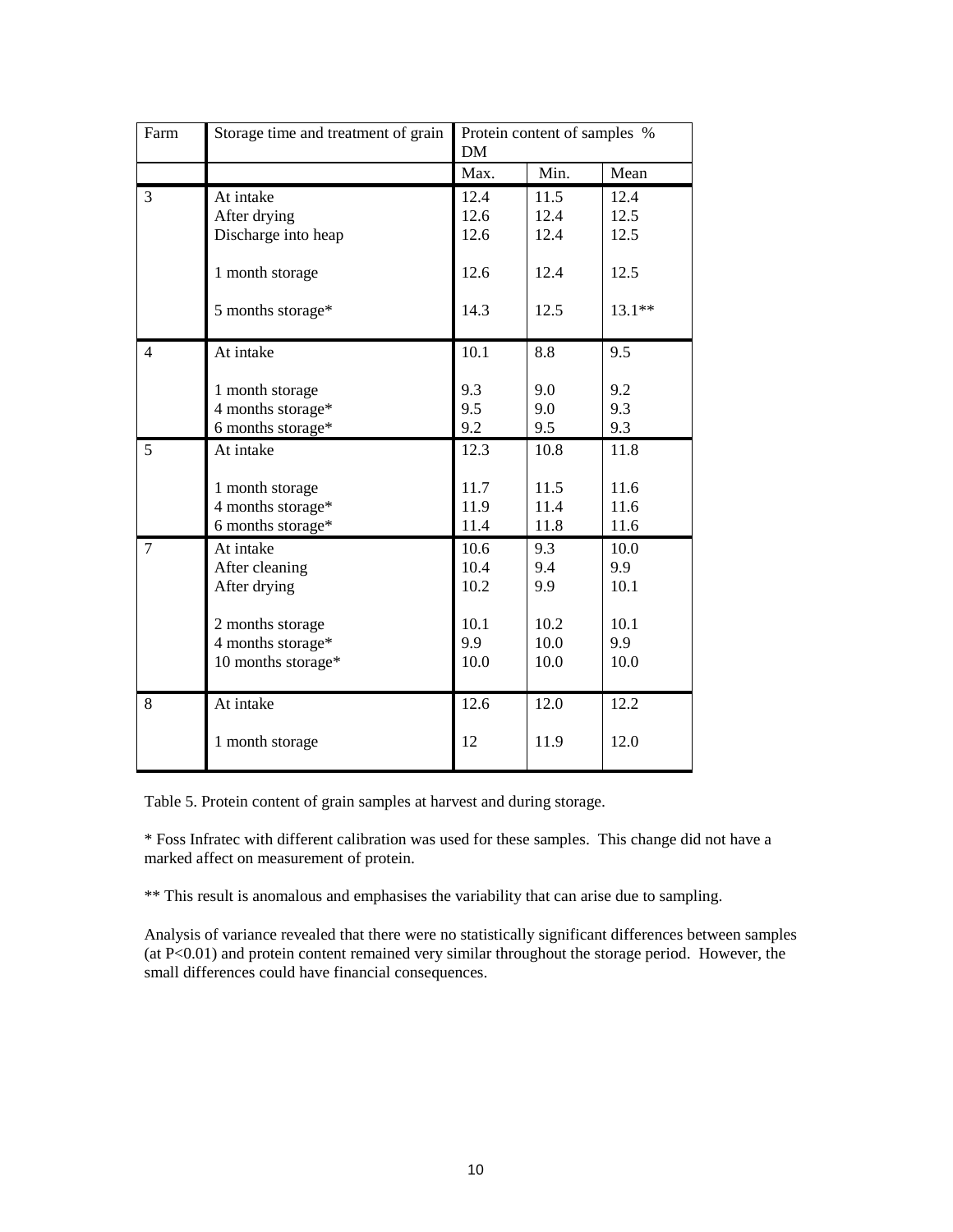| Farm | Storage time and treatment of grain | Protein content of samples % DM | | |
|---|---|---|---|---|
| | | Max. | Min. | Mean |
| 3 | At intake | 12.4 | 11.5 | 12.4 |
| | After drying | 12.6 | 12.4 | 12.5 |
| | Discharge into heap | 12.6 | 12.4 | 12.5 |
| | 1 month storage | 12.6 | 12.4 | 12.5 |
| | 5 months storage* | 14.3 | 12.5 | 13.1** |
| 4 | At intake | 10.1 | 8.8 | 9.5 |
| | 1 month storage | 9.3 | 9.0 | 9.2 |
| | 4 months storage* | 9.5 | 9.0 | 9.3 |
| | 6 months storage* | 9.2 | 9.5 | 9.3 |
| 5 | At intake | 12.3 | 10.8 | 11.8 |
| | 1 month storage | 11.7 | 11.5 | 11.6 |
| | 4 months storage* | 11.9 | 11.4 | 11.6 |
| | 6 months storage* | 11.4 | 11.8 | 11.6 |
| 7 | At intake | 10.6 | 9.3 | 10.0 |
| | After cleaning | 10.4 | 9.4 | 9.9 |
| | After drying | 10.2 | 9.9 | 10.1 |
| | 2 months storage | 10.1 | 10.2 | 10.1 |
| | 4 months storage* | 9.9 | 10.0 | 9.9 |
| | 10 months storage* | 10.0 | 10.0 | 10.0 |
| 8 | At intake | 12.6 | 12.0 | 12.2 |
| | 1 month storage | 12 | 11.9 | 12.0 |

Table 5. Protein content of grain samples at harvest and during storage.

* Foss Infratec with different calibration was used for these samples. This change did not have a marked affect on measurement of protein.

** This result is anomalous and emphasises the variability that can arise due to sampling.

Analysis of variance revealed that there were no statistically significant differences between samples (at $P<0.01$) and protein content remained very similar throughout the storage period. However, the small differences could have financial consequences.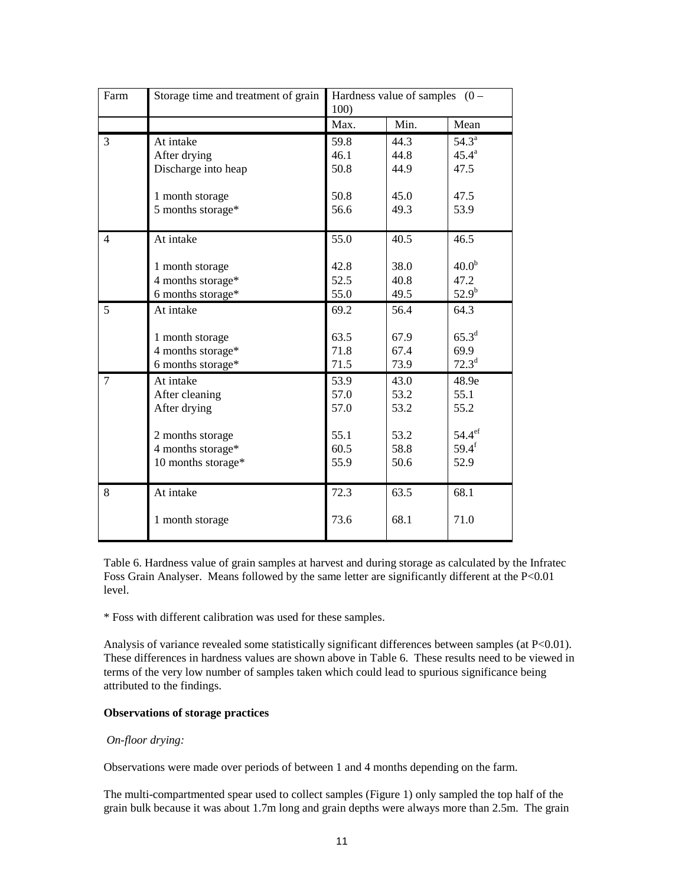| Farm | Storage time and treatment of grain | Hardness value of samples (0 – 100) | | |
|---|---|---|---|---|
| | | Max. | Min. | Mean |
| 3 | At intake | 59.8 | 44.3 | 54.3[a] |
| | After drying | 46.1 | 44.8 | 45.4[a] |
| | Discharge into heap | 50.8 | 44.9 | 47.5 |
| | 1 month storage | 50.8 | 45.0 | 47.5 |
| | 5 months storage* | 56.6 | 49.3 | 53.9 |
| 4 | At intake | 55.0 | 40.5 | 46.5 |
| | 1 month storage | 42.8 | 38.0 | 40.0[b] |
| | 4 months storage* | 52.5 | 40.8 | 47.2 |
| | 6 months storage* | 55.0 | 49.5 | 52.9[b] |
| 5 | At intake | 69.2 | 56.4 | 64.3 |
| | 1 month storage | 63.5 | 67.9 | 65.3[d] |
| | 4 months storage* | 71.8 | 67.4 | 69.9 |
| | 6 months storage* | 71.5 | 73.9 | 72.3[d] |
| 7 | At intake | 53.9 | 43.0 | 48.9e |
| | After cleaning | 57.0 | 53.2 | 55.1 |
| | After drying | 57.0 | 53.2 | 55.2 |
| | 2 months storage | 55.1 | 53.2 | 54.4[ef] |
| | 4 months storage* | 60.5 | 58.8 | 59.4[f] |
| | 10 months storage* | 55.9 | 50.6 | 52.9 |
| 8 | At intake | 72.3 | 63.5 | 68.1 |
| | 1 month storage | 73.6 | 68.1 | 71.0 |

Table 6. Hardness value of grain samples at harvest and during storage as calculated by the Infratec Foss Grain Analyser. Means followed by the same letter are significantly different at the P<0.01 level.

* Foss with different calibration was used for these samples.

Analysis of variance revealed some statistically significant differences between samples (at $P<0.01$). These differences in hardness values are shown above in Table 6. These results need to be viewed in terms of the very low number of samples taken which could lead to spurious significance being attributed to the findings.

**Observations of storage practices**

*On-floor drying:*

Observations were made over periods of between 1 and 4 months depending on the farm.

The multi-compartmented spear used to collect samples (Figure 1) only sampled the top half of the grain bulk because it was about 1.7m long and grain depths were always more than 2.5m. The grain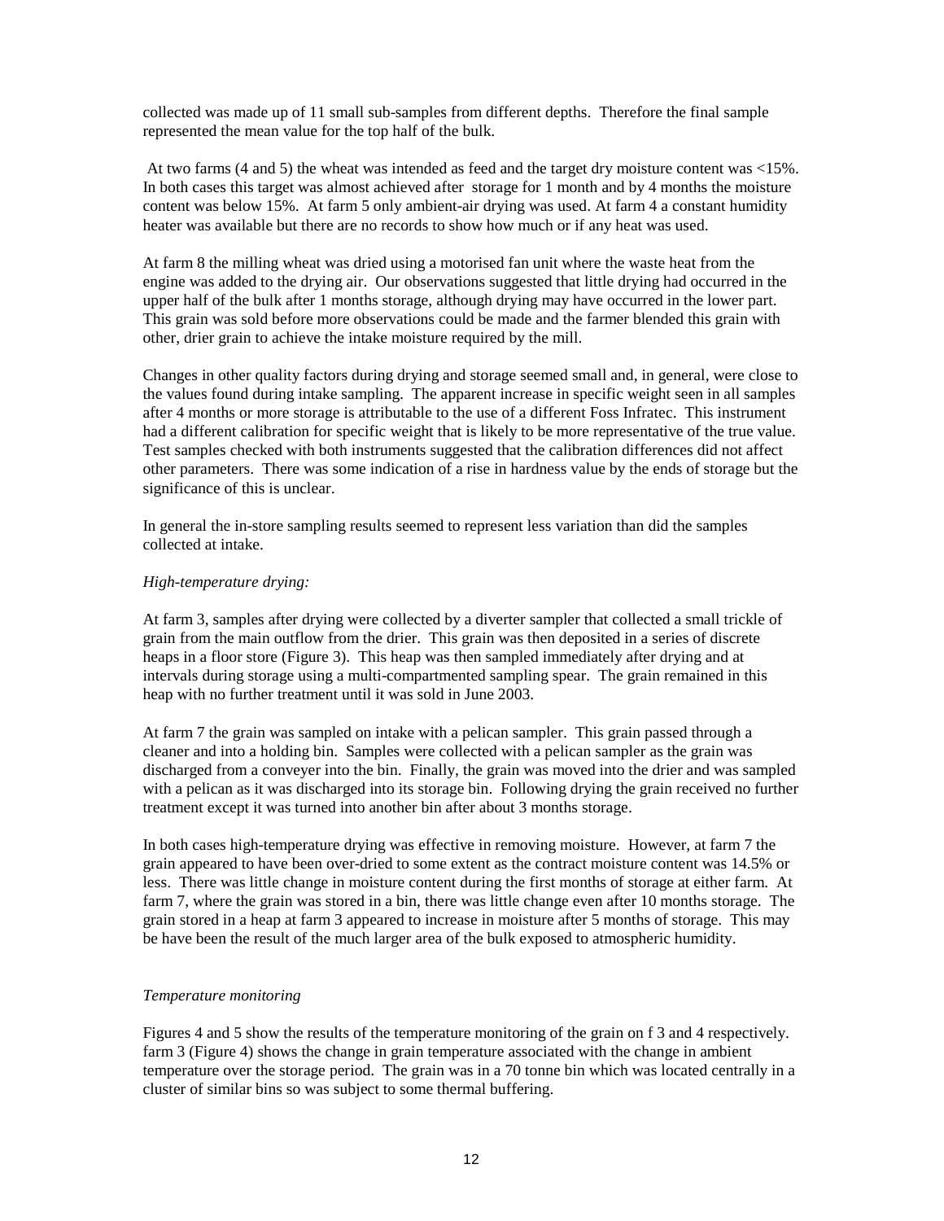collected was made up of 11 small sub-samples from different depths. Therefore the final sample represented the mean value for the top half of the bulk.

At two farms (4 and 5) the wheat was intended as feed and the target dry moisture content was <15%. In both cases this target was almost achieved after storage for 1 month and by 4 months the moisture content was below 15%. At farm 5 only ambient-air drying was used. At farm 4 a constant humidity heater was available but there are no records to show how much or if any heat was used.

At farm 8 the milling wheat was dried using a motorised fan unit where the waste heat from the engine was added to the drying air. Our observations suggested that little drying had occurred in the upper half of the bulk after 1 months storage, although drying may have occurred in the lower part. This grain was sold before more observations could be made and the farmer blended this grain with other, drier grain to achieve the intake moisture required by the mill.

Changes in other quality factors during drying and storage seemed small and, in general, were close to the values found during intake sampling. The apparent increase in specific weight seen in all samples after 4 months or more storage is attributable to the use of a different Foss Infratec. This instrument had a different calibration for specific weight that is likely to be more representative of the true value. Test samples checked with both instruments suggested that the calibration differences did not affect other parameters. There was some indication of a rise in hardness value by the ends of storage but the significance of this is unclear.

In general the in-store sampling results seemed to represent less variation than did the samples collected at intake.

*High-temperature drying:*

At farm 3, samples after drying were collected by a diverter sampler that collected a small trickle of grain from the main outflow from the drier. This grain was then deposited in a series of discrete heaps in a floor store (Figure 3). This heap was then sampled immediately after drying and at intervals during storage using a multi-compartmented sampling spear. The grain remained in this heap with no further treatment until it was sold in June 2003.

At farm 7 the grain was sampled on intake with a pelican sampler. This grain passed through a cleaner and into a holding bin. Samples were collected with a pelican sampler as the grain was discharged from a conveyer into the bin. Finally, the grain was moved into the drier and was sampled with a pelican as it was discharged into its storage bin. Following drying the grain received no further treatment except it was turned into another bin after about 3 months storage.

In both cases high-temperature drying was effective in removing moisture. However, at farm 7 the grain appeared to have been over-dried to some extent as the contract moisture content was 14.5% or less. There was little change in moisture content during the first months of storage at either farm. At farm 7, where the grain was stored in a bin, there was little change even after 10 months storage. The grain stored in a heap at farm 3 appeared to increase in moisture after 5 months of storage. This may be have been the result of the much larger area of the bulk exposed to atmospheric humidity.

*Temperature monitoring*

Figures 4 and 5 show the results of the temperature monitoring of the grain on f 3 and 4 respectively. farm 3 (Figure 4) shows the change in grain temperature associated with the change in ambient temperature over the storage period. The grain was in a 70 tonne bin which was located centrally in a cluster of similar bins so was subject to some thermal buffering.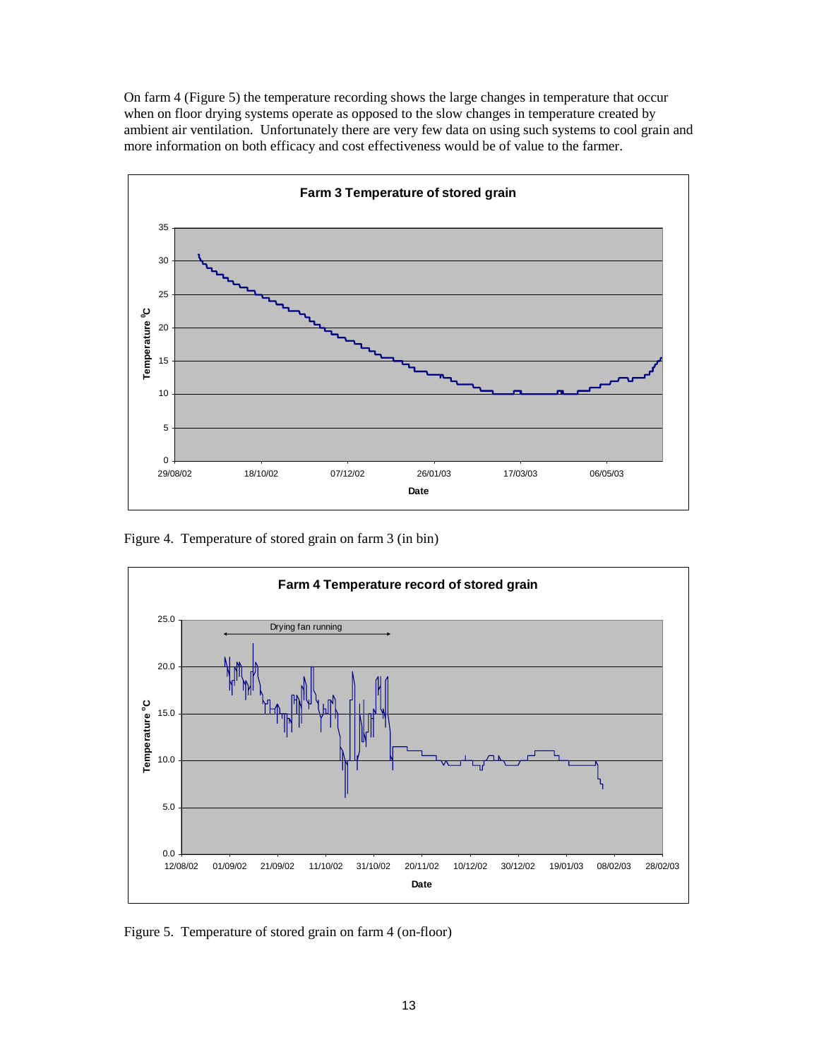On farm 4 (Figure 5) the temperature recording shows the large changes in temperature that occur when on floor drying systems operate as opposed to the slow changes in temperature created by ambient air ventilation. Unfortunately there are very few data on using such systems to cool grain and more information on both efficacy and cost effectiveness would be of value to the farmer.

Figure 4. Temperature of stored grain on farm 3 (in bin)

Figure 5. Temperature of stored grain on farm 4 (on-floor)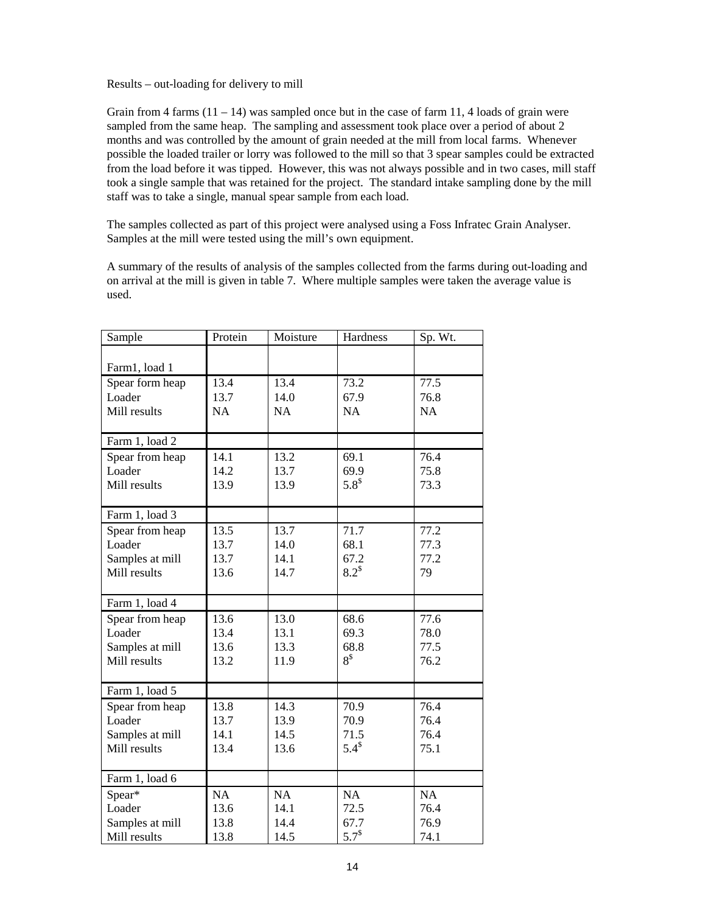Results – out-loading for delivery to mill

Grain from 4 farms (11 – 14) was sampled once but in the case of farm 11, 4 loads of grain were sampled from the same heap. The sampling and assessment took place over a period of about 2 months and was controlled by the amount of grain needed at the mill from local farms. Whenever possible the loaded trailer or lorry was followed to the mill so that 3 spear samples could be extracted from the load before it was tipped. However, this was not always possible and in two cases, mill staff took a single sample that was retained for the project. The standard intake sampling done by the mill staff was to take a single, manual spear sample from each load.

The samples collected as part of this project were analysed using a Foss Infratec Grain Analyser. Samples at the mill were tested using the mill's own equipment.

A summary of the results of analysis of the samples collected from the farms during out-loading and on arrival at the mill is given in table 7. Where multiple samples were taken the average value is used.

| Sample | Protein | Moisture | Hardness | Sp. Wt. |
|---|---|---|---|---|
| Farm1, load 1 | | | | |
| Spear form heap | 13.4 | 13.4 | 73.2 | 77.5 |
| Loader | 13.7 | 14.0 | 67.9 | 76.8 |
| Mill results | NA | NA | NA | NA |
| Farm 1, load 2 | | | | |
| Spear from heap | 14.1 | 13.2 | 69.1 | 76.4 |
| Loader | 14.2 | 13.7 | 69.9 | 75.8 |
| Mill results | 13.9 | 13.9 | 5.8[$] | 73.3 |
| Farm 1, load 3 | | | | |
| Spear from heap | 13.5 | 13.7 | 71.7 | 77.2 |
| Loader | 13.7 | 14.0 | 68.1 | 77.3 |
| Samples at mill | 13.7 | 14.1 | 67.2 | 77.2 |
| Mill results | 13.6 | 14.7 | 8.2[$] | 79 |
| Farm 1, load 4 | | | | |
| Spear from heap | 13.6 | 13.0 | 68.6 | 77.6 |
| Loader | 13.4 | 13.1 | 69.3 | 78.0 |
| Samples at mill | 13.6 | 13.3 | 68.8 | 77.5 |
| Mill results | 13.2 | 11.9 | 8[$] | 76.2 |
| Farm 1, load 5 | | | | |
| Spear from heap | 13.8 | 14.3 | 70.9 | 76.4 |
| Loader | 13.7 | 13.9 | 70.9 | 76.4 |
| Samples at mill | 14.1 | 14.5 | 71.5 | 76.4 |
| Mill results | 13.4 | 13.6 | 5.4[$] | 75.1 |
| Farm 1, load 6 | | | | |
| Spear* | NA | NA | NA | NA |
| Loader | 13.6 | 14.1 | 72.5 | 76.4 |
| Samples at mill | 13.8 | 14.4 | 67.7 | 76.9 |
| Mill results | 13.8 | 14.5 | 5.7[$] | 74.1 |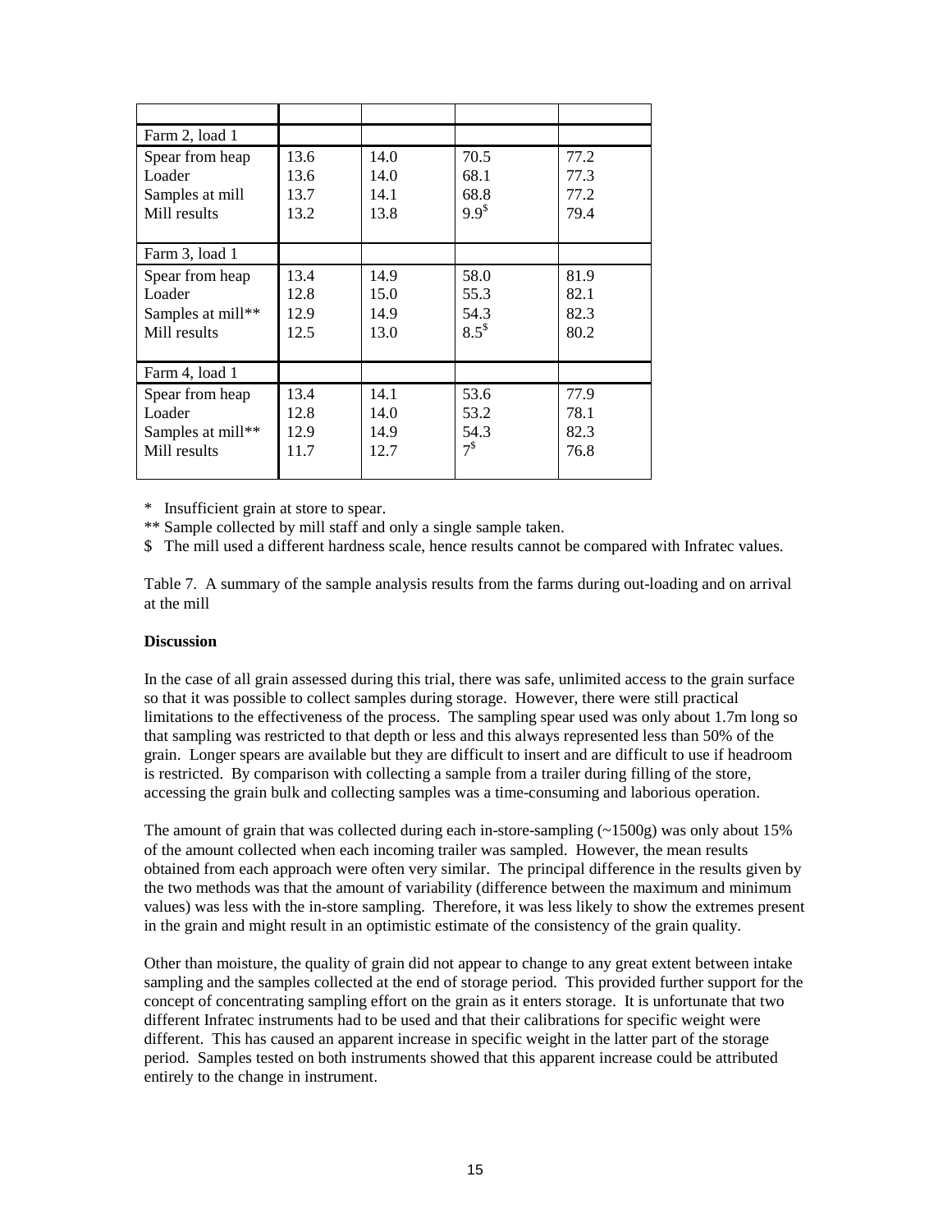| | | | | |
|---|---|---|---|---|
| Farm 2, load 1 | | | | |
| Spear from heap<br>Loader<br>Samples at mill<br>Mill results | 13.6<br>13.6<br>13.7<br>13.2 | 14.0<br>14.0<br>14.1<br>13.8 | 70.5<br>68.1<br>68.8<br>9.9$ | 77.2<br>77.3<br>77.2<br>79.4 |
| Farm 3, load 1 | | | | |
| Spear from heap<br>Loader<br>Samples at mill**<br>Mill results | 13.4<br>12.8<br>12.9<br>12.5 | 14.9<br>15.0<br>14.9<br>13.0 | 58.0<br>55.3<br>54.3<br>8.5$ | 81.9<br>82.1<br>82.3<br>80.2 |
| Farm 4, load 1 | | | | |
| Spear from heap<br>Loader<br>Samples at mill**<br>Mill results | 13.4<br>12.8<br>12.9<br>11.7 | 14.1<br>14.0<br>14.9<br>12.7 | 53.6<br>53.2<br>54.3<br>7$ | 77.9<br>78.1<br>82.3<br>76.8 |

\* Insufficient grain at store to spear.

** Sample collected by mill staff and only a single sample taken.

$ The mill used a different hardness scale, hence results cannot be compared with Infratec values.

Table 7. A summary of the sample analysis results from the farms during out-loading and on arrival at the mill

**Discussion**

In the case of all grain assessed during this trial, there was safe, unlimited access to the grain surface so that it was possible to collect samples during storage. However, there were still practical limitations to the effectiveness of the process. The sampling spear used was only about 1.7m long so that sampling was restricted to that depth or less and this always represented less than 50% of the grain. Longer spears are available but they are difficult to insert and are difficult to use if headroom is restricted. By comparison with collecting a sample from a trailer during filling of the store, accessing the grain bulk and collecting samples was a time-consuming and laborious operation.

The amount of grain that was collected during each in-store-sampling (~1500g) was only about 15% of the amount collected when each incoming trailer was sampled. However, the mean results obtained from each approach were often very similar. The principal difference in the results given by the two methods was that the amount of variability (difference between the maximum and minimum values) was less with the in-store sampling. Therefore, it was less likely to show the extremes present in the grain and might result in an optimistic estimate of the consistency of the grain quality.

Other than moisture, the quality of grain did not appear to change to any great extent between intake sampling and the samples collected at the end of storage period. This provided further support for the concept of concentrating sampling effort on the grain as it enters storage. It is unfortunate that two different Infratec instruments had to be used and that their calibrations for specific weight were different. This has caused an apparent increase in specific weight in the latter part of the storage period. Samples tested on both instruments showed that this apparent increase could be attributed entirely to the change in instrument.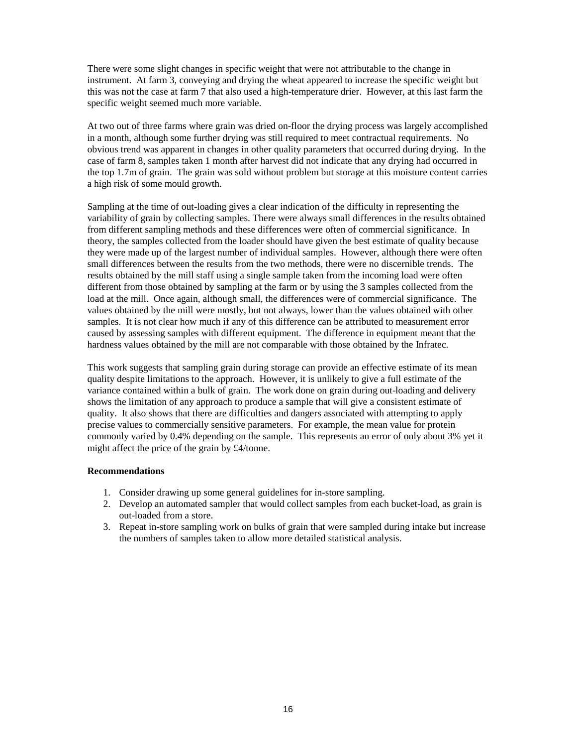There were some slight changes in specific weight that were not attributable to the change in instrument. At farm 3, conveying and drying the wheat appeared to increase the specific weight but this was not the case at farm 7 that also used a high-temperature drier. However, at this last farm the specific weight seemed much more variable.

At two out of three farms where grain was dried on-floor the drying process was largely accomplished in a month, although some further drying was still required to meet contractual requirements. No obvious trend was apparent in changes in other quality parameters that occurred during drying. In the case of farm 8, samples taken 1 month after harvest did not indicate that any drying had occurred in the top 1.7m of grain. The grain was sold without problem but storage at this moisture content carries a high risk of some mould growth.

Sampling at the time of out-loading gives a clear indication of the difficulty in representing the variability of grain by collecting samples. There were always small differences in the results obtained from different sampling methods and these differences were often of commercial significance. In theory, the samples collected from the loader should have given the best estimate of quality because they were made up of the largest number of individual samples. However, although there were often small differences between the results from the two methods, there were no discernible trends. The results obtained by the mill staff using a single sample taken from the incoming load were often different from those obtained by sampling at the farm or by using the 3 samples collected from the load at the mill. Once again, although small, the differences were of commercial significance. The values obtained by the mill were mostly, but not always, lower than the values obtained with other samples. It is not clear how much if any of this difference can be attributed to measurement error caused by assessing samples with different equipment. The difference in equipment meant that the hardness values obtained by the mill are not comparable with those obtained by the Infratec.

This work suggests that sampling grain during storage can provide an effective estimate of its mean quality despite limitations to the approach. However, it is unlikely to give a full estimate of the variance contained within a bulk of grain. The work done on grain during out-loading and delivery shows the limitation of any approach to produce a sample that will give a consistent estimate of quality. It also shows that there are difficulties and dangers associated with attempting to apply precise values to commercially sensitive parameters. For example, the mean value for protein commonly varied by 0.4% depending on the sample. This represents an error of only about 3% yet it might affect the price of the grain by £4/tonne.

**Recommendations**

1. Consider drawing up some general guidelines for in-store sampling.
2. Develop an automated sampler that would collect samples from each bucket-load, as grain is out-loaded from a store.
3. Repeat in-store sampling work on bulks of grain that were sampled during intake but increase the numbers of samples taken to allow more detailed statistical analysis.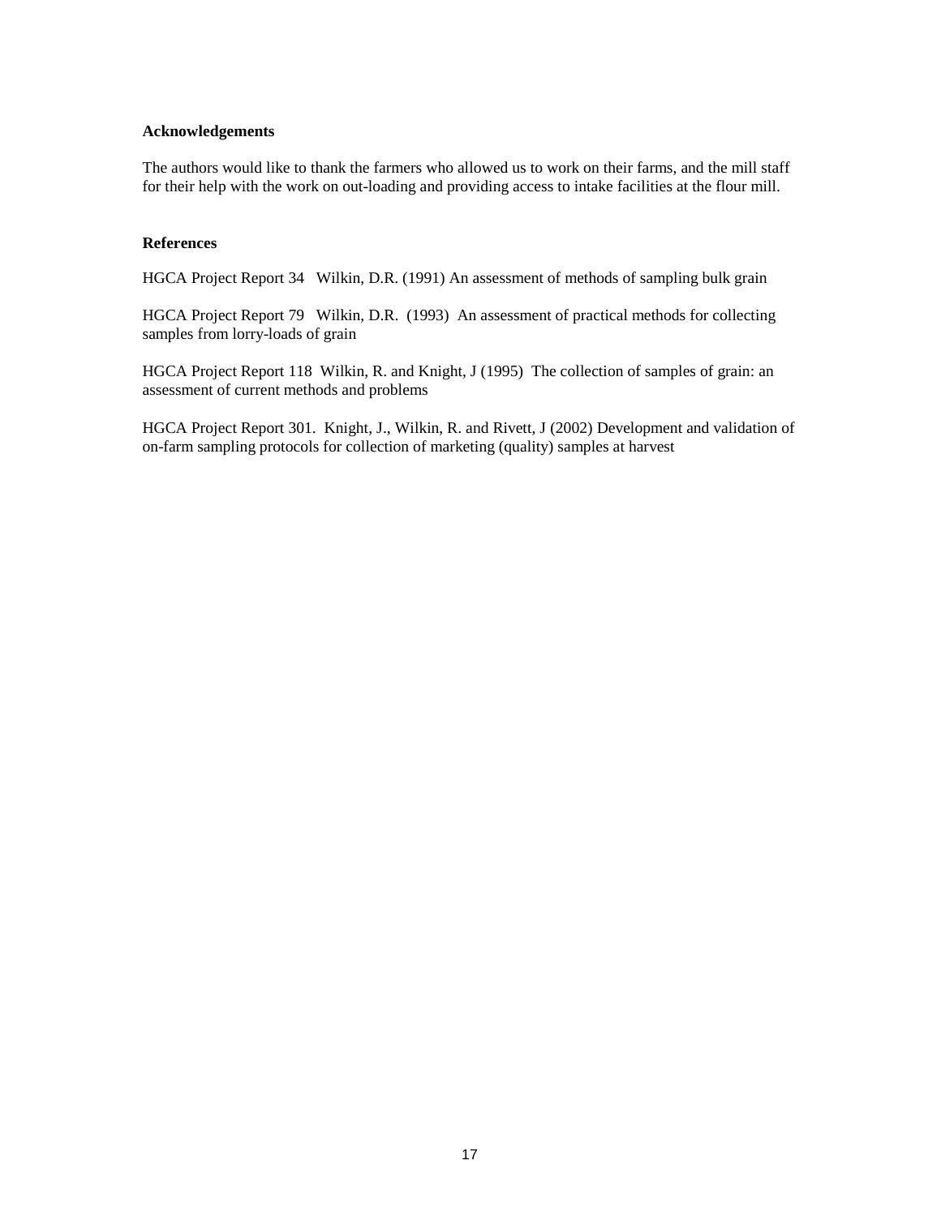**Acknowledgements**

The authors would like to thank the farmers who allowed us to work on their farms, and the mill staff for their help with the work on out-loading and providing access to intake facilities at the flour mill.

**References**

HGCA Project Report 34 Wilkin, D.R. (1991) An assessment of methods of sampling bulk grain

HGCA Project Report 79 Wilkin, D.R. (1993) An assessment of practical methods for collecting samples from lorry-loads of grain

HGCA Project Report 118 Wilkin, R. and Knight, J (1995) The collection of samples of grain: an assessment of current methods and problems

HGCA Project Report 301. Knight, J., Wilkin, R. and Rivett, J (2002) Development and validation of on-farm sampling protocols for collection of marketing (quality) samples at harvest